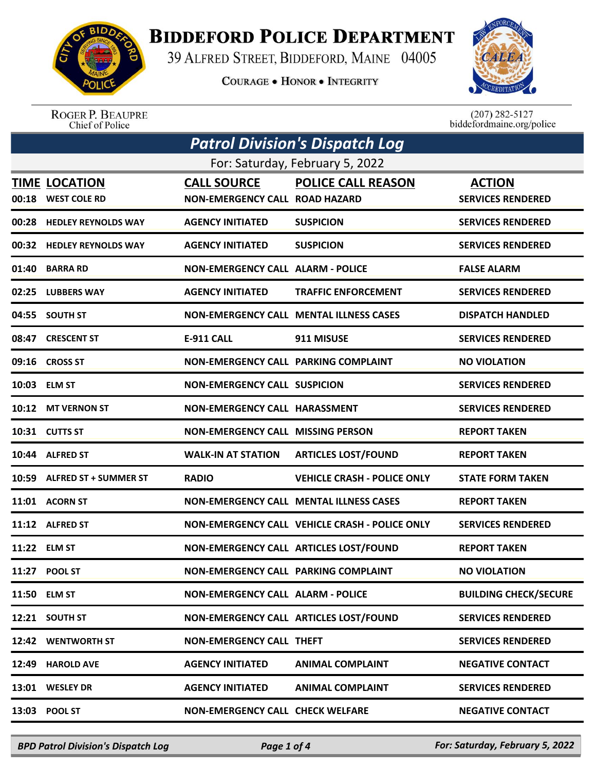# Biddeford Police Department

39 Alfred Street, Biddeford, Maine 04005

Courage • Honor • Integrity

Roger P. Beaupre
Chief of Police

(207) 282-5127
biddefordmaine.org/police

## Patrol Division's Dispatch Log

For: Saturday, February 5, 2022

| TIME | LOCATION | CALL SOURCE | POLICE CALL REASON | ACTION |
|---|---|---|---|---|
| 00:18 | WEST COLE RD | NON-EMERGENCY CALL | ROAD HAZARD | SERVICES RENDERED |
| 00:28 | HEDLEY REYNOLDS WAY | AGENCY INITIATED | SUSPICION | SERVICES RENDERED |
| 00:32 | HEDLEY REYNOLDS WAY | AGENCY INITIATED | SUSPICION | SERVICES RENDERED |
| 01:40 | BARRA RD | NON-EMERGENCY CALL | ALARM - POLICE | FALSE ALARM |
| 02:25 | LUBBERS WAY | AGENCY INITIATED | TRAFFIC ENFORCEMENT | SERVICES RENDERED |
| 04:55 | SOUTH ST | NON-EMERGENCY CALL | MENTAL ILLNESS CASES | DISPATCH HANDLED |
| 08:47 | CRESCENT ST | E-911 CALL | 911 MISUSE | SERVICES RENDERED |
| 09:16 | CROSS ST | NON-EMERGENCY CALL | PARKING COMPLAINT | NO VIOLATION |
| 10:03 | ELM ST | NON-EMERGENCY CALL | SUSPICION | SERVICES RENDERED |
| 10:12 | MT VERNON ST | NON-EMERGENCY CALL | HARASSMENT | SERVICES RENDERED |
| 10:31 | CUTTS ST | NON-EMERGENCY CALL | MISSING PERSON | REPORT TAKEN |
| 10:44 | ALFRED ST | WALK-IN AT STATION | ARTICLES LOST/FOUND | REPORT TAKEN |
| 10:59 | ALFRED ST + SUMMER ST | RADIO | VEHICLE CRASH - POLICE ONLY | STATE FORM TAKEN |
| 11:01 | ACORN ST | NON-EMERGENCY CALL | MENTAL ILLNESS CASES | REPORT TAKEN |
| 11:12 | ALFRED ST | NON-EMERGENCY CALL | VEHICLE CRASH - POLICE ONLY | SERVICES RENDERED |
| 11:22 | ELM ST | NON-EMERGENCY CALL | ARTICLES LOST/FOUND | REPORT TAKEN |
| 11:27 | POOL ST | NON-EMERGENCY CALL | PARKING COMPLAINT | NO VIOLATION |
| 11:50 | ELM ST | NON-EMERGENCY CALL | ALARM - POLICE | BUILDING CHECK/SECURE |
| 12:21 | SOUTH ST | NON-EMERGENCY CALL | ARTICLES LOST/FOUND | SERVICES RENDERED |
| 12:42 | WENTWORTH ST | NON-EMERGENCY CALL | THEFT | SERVICES RENDERED |
| 12:49 | HAROLD AVE | AGENCY INITIATED | ANIMAL COMPLAINT | NEGATIVE CONTACT |
| 13:01 | WESLEY DR | AGENCY INITIATED | ANIMAL COMPLAINT | SERVICES RENDERED |
| 13:03 | POOL ST | NON-EMERGENCY CALL | CHECK WELFARE | NEGATIVE CONTACT |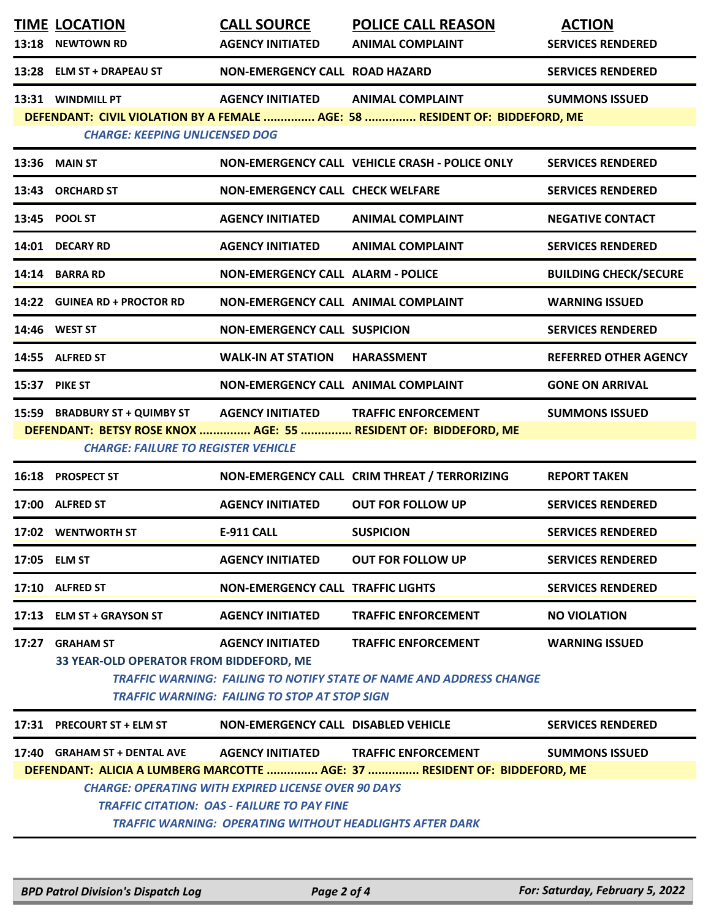| TIME | LOCATION | CALL SOURCE | POLICE CALL REASON | ACTION |
| --- | --- | --- | --- | --- |
| 13:18 | NEWTOWN RD | AGENCY INITIATED | ANIMAL COMPLAINT | SERVICES RENDERED |
| 13:28 | ELM ST + DRAPEAU ST | NON-EMERGENCY CALL | ROAD HAZARD | SERVICES RENDERED |
| 13:31 | WINDMILL PT | AGENCY INITIATED | ANIMAL COMPLAINT | SUMMONS ISSUED |

DEFENDANT: CIVIL VIOLATION BY A FEMALE ............... AGE: 58 ............... RESIDENT OF: BIDDEFORD, ME

*CHARGE: KEEPING UNLICENSED DOG*

| TIME | LOCATION | CALL SOURCE | POLICE CALL REASON | ACTION |
| --- | --- | --- | --- | --- |
| 13:36 | MAIN ST | NON-EMERGENCY CALL | VEHICLE CRASH - POLICE ONLY | SERVICES RENDERED |
| 13:43 | ORCHARD ST | NON-EMERGENCY CALL | CHECK WELFARE | SERVICES RENDERED |
| 13:45 | POOL ST | AGENCY INITIATED | ANIMAL COMPLAINT | NEGATIVE CONTACT |
| 14:01 | DECARY RD | AGENCY INITIATED | ANIMAL COMPLAINT | SERVICES RENDERED |
| 14:14 | BARRA RD | NON-EMERGENCY CALL | ALARM - POLICE | BUILDING CHECK/SECURE |
| 14:22 | GUINEA RD + PROCTOR RD | NON-EMERGENCY CALL | ANIMAL COMPLAINT | WARNING ISSUED |
| 14:46 | WEST ST | NON-EMERGENCY CALL | SUSPICION | SERVICES RENDERED |
| 14:55 | ALFRED ST | WALK-IN AT STATION | HARASSMENT | REFERRED OTHER AGENCY |
| 15:37 | PIKE ST | NON-EMERGENCY CALL | ANIMAL COMPLAINT | GONE ON ARRIVAL |
| 15:59 | BRADBURY ST + QUIMBY ST | AGENCY INITIATED | TRAFFIC ENFORCEMENT | SUMMONS ISSUED |

DEFENDANT: BETSY ROSE KNOX ............... AGE: 55 ............... RESIDENT OF: BIDDEFORD, ME

*CHARGE: FAILURE TO REGISTER VEHICLE*

| TIME | LOCATION | CALL SOURCE | POLICE CALL REASON | ACTION |
| --- | --- | --- | --- | --- |
| 16:18 | PROSPECT ST | NON-EMERGENCY CALL | CRIM THREAT / TERRORIZING | REPORT TAKEN |
| 17:00 | ALFRED ST | AGENCY INITIATED | OUT FOR FOLLOW UP | SERVICES RENDERED |
| 17:02 | WENTWORTH ST | E-911 CALL | SUSPICION | SERVICES RENDERED |
| 17:05 | ELM ST | AGENCY INITIATED | OUT FOR FOLLOW UP | SERVICES RENDERED |
| 17:10 | ALFRED ST | NON-EMERGENCY CALL | TRAFFIC LIGHTS | SERVICES RENDERED |
| 17:13 | ELM ST + GRAYSON ST | AGENCY INITIATED | TRAFFIC ENFORCEMENT | NO VIOLATION |
| 17:27 | GRAHAM ST | AGENCY INITIATED | TRAFFIC ENFORCEMENT | WARNING ISSUED |

33 YEAR-OLD OPERATOR FROM BIDDEFORD, ME

*TRAFFIC WARNING: FAILING TO NOTIFY STATE OF NAME AND ADDRESS CHANGE*

*TRAFFIC WARNING: FAILING TO STOP AT STOP SIGN*

| TIME | LOCATION | CALL SOURCE | POLICE CALL REASON | ACTION |
| --- | --- | --- | --- | --- |
| 17:31 | PRECOURT ST + ELM ST | NON-EMERGENCY CALL | DISABLED VEHICLE | SERVICES RENDERED |
| 17:40 | GRAHAM ST + DENTAL AVE | AGENCY INITIATED | TRAFFIC ENFORCEMENT | SUMMONS ISSUED |

DEFENDANT: ALICIA A LUMBERG MARCOTTE ............... AGE: 37 ............... RESIDENT OF: BIDDEFORD, ME

*CHARGE: OPERATING WITH EXPIRED LICENSE OVER 90 DAYS*

*TRAFFIC CITATION: OAS - FAILURE TO PAY FINE*

*TRAFFIC WARNING: OPERATING WITHOUT HEADLIGHTS AFTER DARK*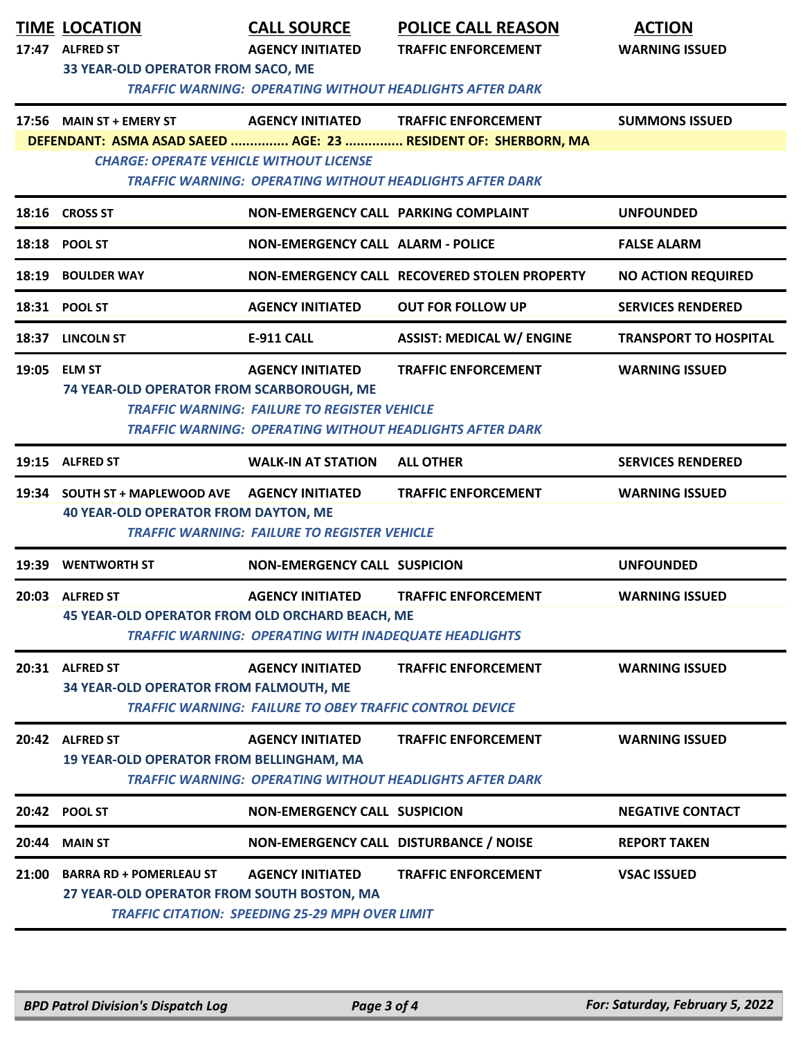| TIME | LOCATION | CALL SOURCE | POLICE CALL REASON | ACTION |
|---|---|---|---|---|
| 17:47 | ALFRED ST | AGENCY INITIATED | TRAFFIC ENFORCEMENT | WARNING ISSUED |
| | 33 YEAR-OLD OPERATOR FROM SACO, ME | | | |
| | *TRAFFIC WARNING: OPERATING WITHOUT HEADLIGHTS AFTER DARK* | | | |
| 17:56 | MAIN ST + EMERY ST | AGENCY INITIATED | TRAFFIC ENFORCEMENT | SUMMONS ISSUED |
| | DEFENDANT: ASMA ASAD SAEED ............... AGE: 23 ............... RESIDENT OF: SHERBORN, MA | | | |
| | *CHARGE: OPERATE VEHICLE WITHOUT LICENSE* | | | |
| | *TRAFFIC WARNING: OPERATING WITHOUT HEADLIGHTS AFTER DARK* | | | |
| 18:16 | CROSS ST | NON-EMERGENCY CALL | PARKING COMPLAINT | UNFOUNDED |
| 18:18 | POOL ST | NON-EMERGENCY CALL | ALARM - POLICE | FALSE ALARM |
| 18:19 | BOULDER WAY | NON-EMERGENCY CALL | RECOVERED STOLEN PROPERTY | NO ACTION REQUIRED |
| 18:31 | POOL ST | AGENCY INITIATED | OUT FOR FOLLOW UP | SERVICES RENDERED |
| 18:37 | LINCOLN ST | E-911 CALL | ASSIST: MEDICAL W/ ENGINE | TRANSPORT TO HOSPITAL |
| 19:05 | ELM ST | AGENCY INITIATED | TRAFFIC ENFORCEMENT | WARNING ISSUED |
| | 74 YEAR-OLD OPERATOR FROM SCARBOROUGH, ME | | | |
| | *TRAFFIC WARNING: FAILURE TO REGISTER VEHICLE* | | | |
| | *TRAFFIC WARNING: OPERATING WITHOUT HEADLIGHTS AFTER DARK* | | | |
| 19:15 | ALFRED ST | WALK-IN AT STATION | ALL OTHER | SERVICES RENDERED |
| 19:34 | SOUTH ST + MAPLEWOOD AVE | AGENCY INITIATED | TRAFFIC ENFORCEMENT | WARNING ISSUED |
| | 40 YEAR-OLD OPERATOR FROM DAYTON, ME | | | |
| | *TRAFFIC WARNING: FAILURE TO REGISTER VEHICLE* | | | |
| 19:39 | WENTWORTH ST | NON-EMERGENCY CALL | SUSPICION | UNFOUNDED |
| 20:03 | ALFRED ST | AGENCY INITIATED | TRAFFIC ENFORCEMENT | WARNING ISSUED |
| | 45 YEAR-OLD OPERATOR FROM OLD ORCHARD BEACH, ME | | | |
| | *TRAFFIC WARNING: OPERATING WITH INADEQUATE HEADLIGHTS* | | | |
| 20:31 | ALFRED ST | AGENCY INITIATED | TRAFFIC ENFORCEMENT | WARNING ISSUED |
| | 34 YEAR-OLD OPERATOR FROM FALMOUTH, ME | | | |
| | *TRAFFIC WARNING: FAILURE TO OBEY TRAFFIC CONTROL DEVICE* | | | |
| 20:42 | ALFRED ST | AGENCY INITIATED | TRAFFIC ENFORCEMENT | WARNING ISSUED |
| | 19 YEAR-OLD OPERATOR FROM BELLINGHAM, MA | | | |
| | *TRAFFIC WARNING: OPERATING WITHOUT HEADLIGHTS AFTER DARK* | | | |
| 20:42 | POOL ST | NON-EMERGENCY CALL | SUSPICION | NEGATIVE CONTACT |
| 20:44 | MAIN ST | NON-EMERGENCY CALL | DISTURBANCE / NOISE | REPORT TAKEN |
| 21:00 | BARRA RD + POMERLEAU ST | AGENCY INITIATED | TRAFFIC ENFORCEMENT | VSAC ISSUED |
| | 27 YEAR-OLD OPERATOR FROM SOUTH BOSTON, MA | | | |
| | *TRAFFIC CITATION: SPEEDING 25-29 MPH OVER LIMIT* | | | |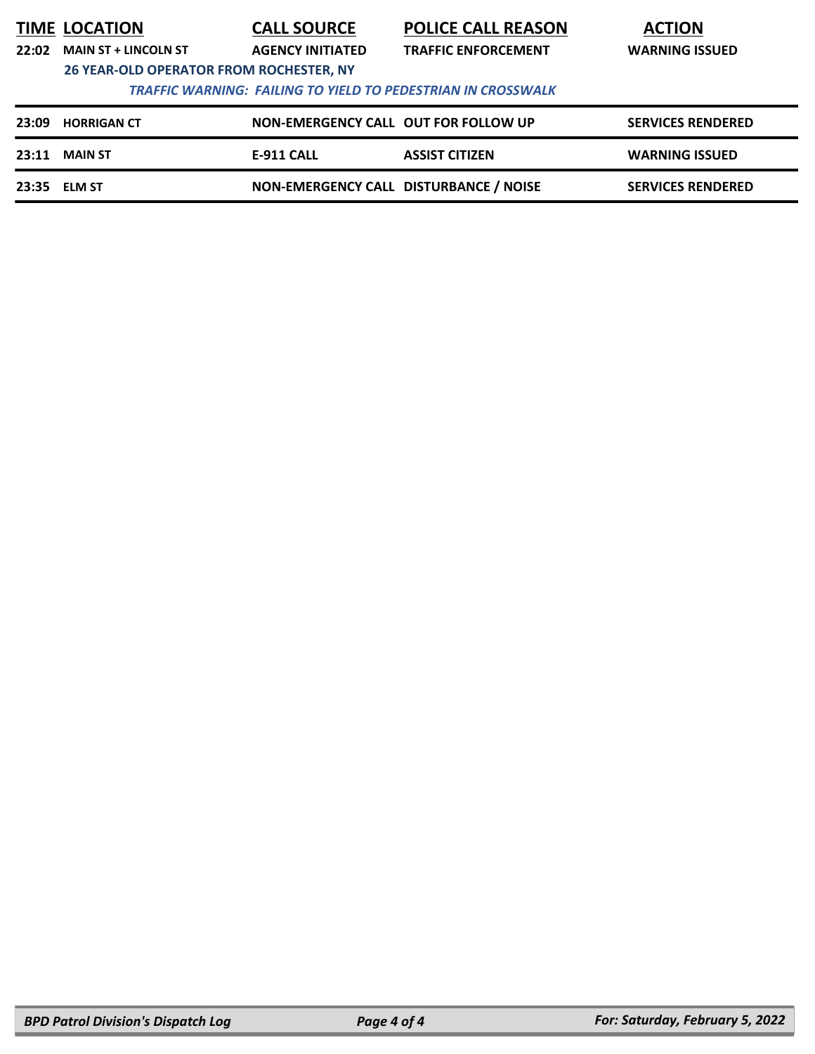| TIME | LOCATION | CALL SOURCE | POLICE CALL REASON | ACTION |
|---|---|---|---|---|
| 22:02 | MAIN ST + LINCOLN ST | AGENCY INITIATED | TRAFFIC ENFORCEMENT | WARNING ISSUED |
| | 26 YEAR-OLD OPERATOR FROM ROCHESTER, NY | | | |
| | *TRAFFIC WARNING: FAILING TO YIELD TO PEDESTRIAN IN CROSSWALK* | | | |
| 23:09 | HORRIGAN CT | NON-EMERGENCY CALL | OUT FOR FOLLOW UP | SERVICES RENDERED |
| 23:11 | MAIN ST | E-911 CALL | ASSIST CITIZEN | WARNING ISSUED |
| 23:35 | ELM ST | NON-EMERGENCY CALL | DISTURBANCE / NOISE | SERVICES RENDERED |